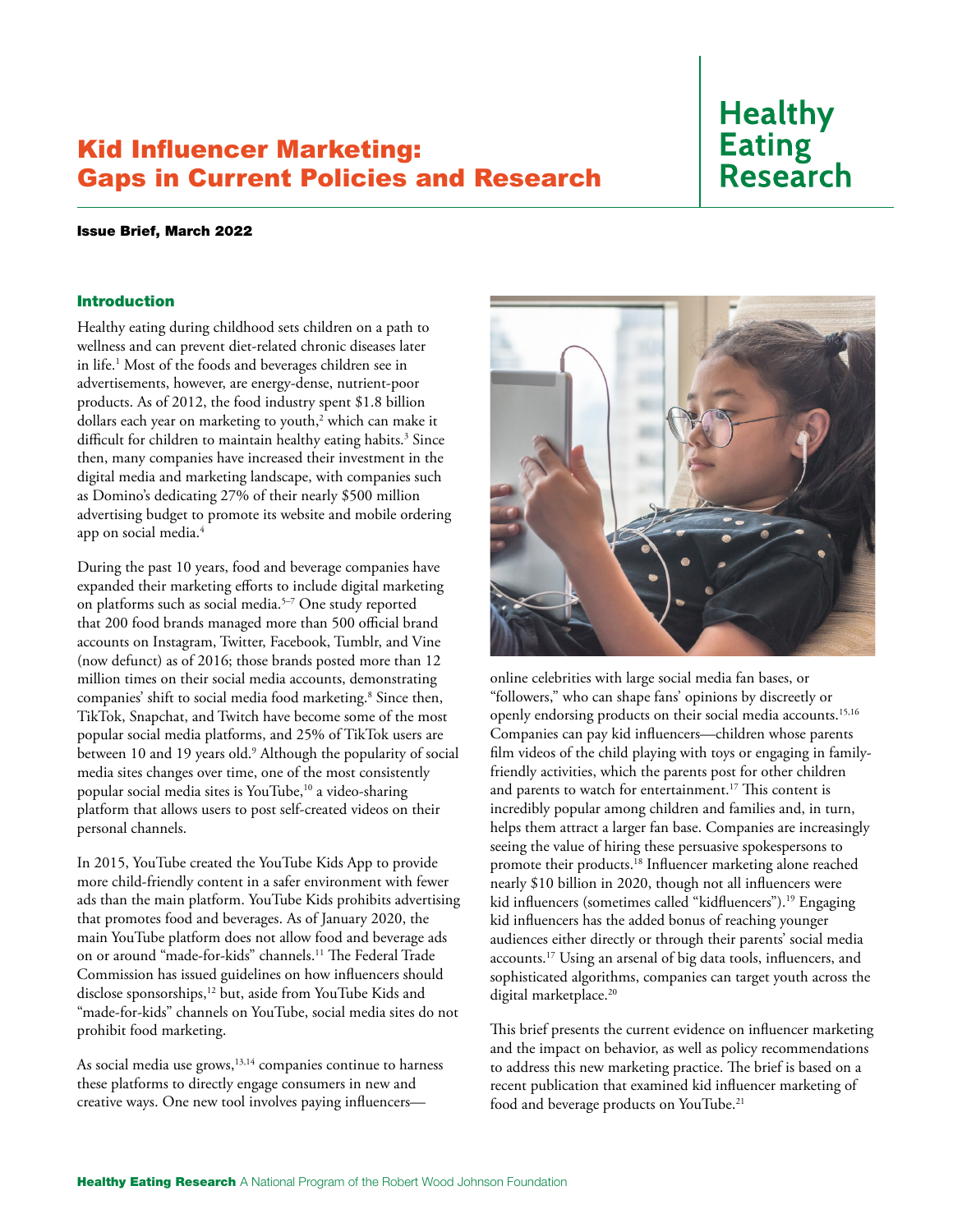# Kid Influencer Marketing: Gaps in Current Policies and Research

Healthy Eating Research

**Issue Brief, March 2022**

## Introduction

Healthy eating during childhood sets children on a path to wellness and can prevent diet-related chronic diseases later in life.[1] Most of the foods and beverages children see in advertisements, however, are energy-dense, nutrient-poor products. As of 2012, the food industry spent $1.8 billion dollars each year on marketing to youth,[2] which can make it difficult for children to maintain healthy eating habits.[3] Since then, many companies have increased their investment in the digital media and marketing landscape, with companies such as Domino's dedicating 27% of their nearly $500 million advertising budget to promote its website and mobile ordering app on social media.[4]

During the past 10 years, food and beverage companies have expanded their marketing efforts to include digital marketing on platforms such as social media.[5–7] One study reported that 200 food brands managed more than 500 official brand accounts on Instagram, Twitter, Facebook, Tumblr, and Vine (now defunct) as of 2016; those brands posted more than 12 million times on their social media accounts, demonstrating companies' shift to social media food marketing.[8] Since then, TikTok, Snapchat, and Twitch have become some of the most popular social media platforms, and 25% of TikTok users are between 10 and 19 years old.[9] Although the popularity of social media sites changes over time, one of the most consistently popular social media sites is YouTube,[10] a video-sharing platform that allows users to post self-created videos on their personal channels.

In 2015, YouTube created the YouTube Kids App to provide more child-friendly content in a safer environment with fewer ads than the main platform. YouTube Kids prohibits advertising that promotes food and beverages. As of January 2020, the main YouTube platform does not allow food and beverage ads on or around "made-for-kids" channels.[11] The Federal Trade Commission has issued guidelines on how influencers should disclose sponsorships,[12] but, aside from YouTube Kids and "made-for-kids" channels on YouTube, social media sites do not prohibit food marketing.

As social media use grows,[13,14] companies continue to harness these platforms to directly engage consumers in new and creative ways. One new tool involves paying influencers—online celebrities with large social media fan bases, or "followers," who can shape fans' opinions by discreetly or openly endorsing products on their social media accounts.[15,16] Companies can pay kid influencers—children whose parents film videos of the child playing with toys or engaging in family-friendly activities, which the parents post for other children and parents to watch for entertainment.[17] This content is incredibly popular among children and families and, in turn, helps them attract a larger fan base. Companies are increasingly seeing the value of hiring these persuasive spokespersons to promote their products.[18] Influencer marketing alone reached nearly $10 billion in 2020, though not all influencers were kid influencers (sometimes called "kidfluencers").[19] Engaging kid influencers has the added bonus of reaching younger audiences either directly or through their parents' social media accounts.[17] Using an arsenal of big data tools, influencers, and sophisticated algorithms, companies can target youth across the digital marketplace.[20]

This brief presents the current evidence on influencer marketing and the impact on behavior, as well as policy recommendations to address this new marketing practice. The brief is based on a recent publication that examined kid influencer marketing of food and beverage products on YouTube.[21]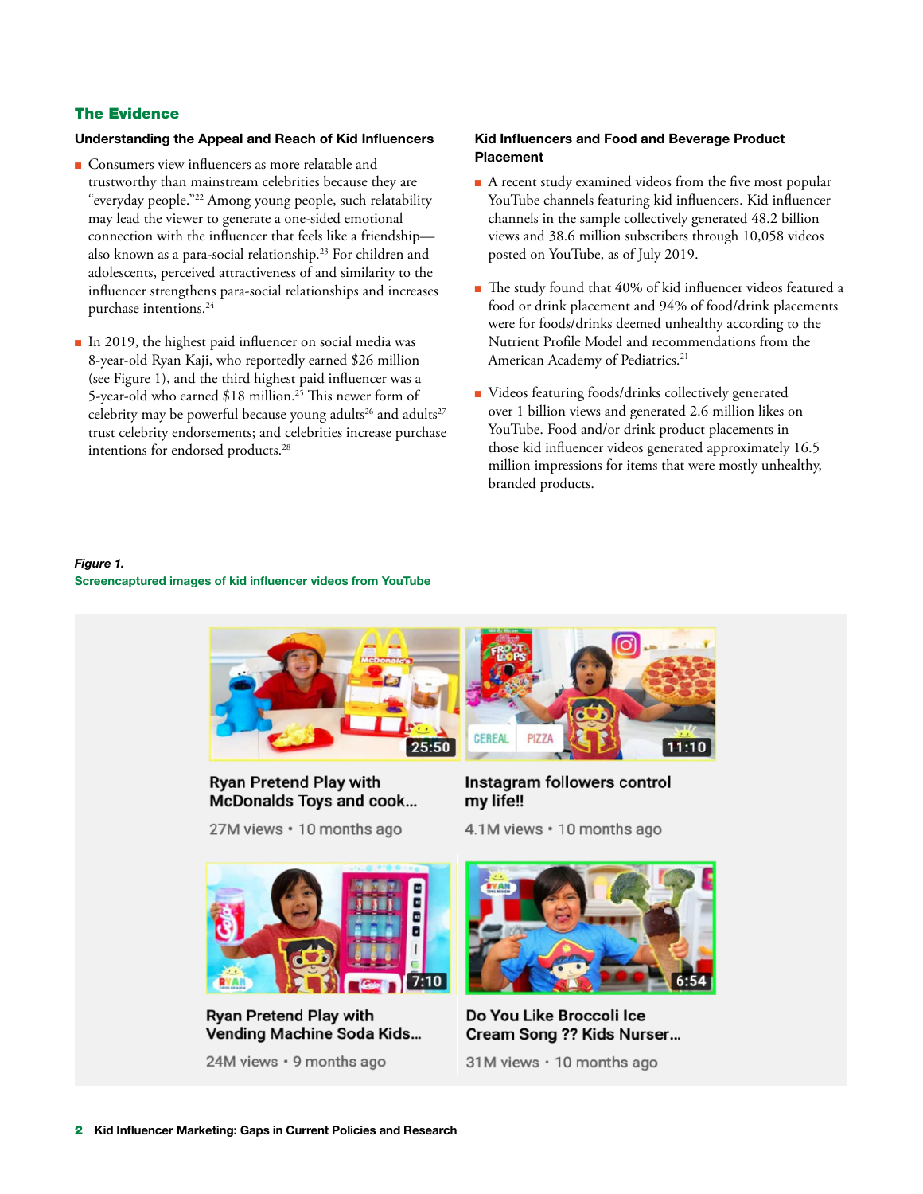## The Evidence

### Understanding the Appeal and Reach of Kid Influencers

- Consumers view influencers as more relatable and trustworthy than mainstream celebrities because they are "everyday people."[22] Among young people, such relatability may lead the viewer to generate a one-sided emotional connection with the influencer that feels like a friendship—also known as a para-social relationship.[23] For children and adolescents, perceived attractiveness of and similarity to the influencer strengthens para-social relationships and increases purchase intentions.[24]

- In 2019, the highest paid influencer on social media was 8-year-old Ryan Kaji, who reportedly earned $26 million (see Figure 1), and the third highest paid influencer was a 5-year-old who earned $18 million.[25] This newer form of celebrity may be powerful because young adults[26] and adults[27] trust celebrity endorsements; and celebrities increase purchase intentions for endorsed products.[28]

### Kid Influencers and Food and Beverage Product Placement

- A recent study examined videos from the five most popular YouTube channels featuring kid influencers. Kid influencer channels in the sample collectively generated 48.2 billion views and 38.6 million subscribers through 10,058 videos posted on YouTube, as of July 2019.

- The study found that 40% of kid influencer videos featured a food or drink placement and 94% of food/drink placements were for foods/drinks deemed unhealthy according to the Nutrient Profile Model and recommendations from the American Academy of Pediatrics.[21]

- Videos featuring foods/drinks collectively generated over 1 billion views and generated 2.6 million likes on YouTube. Food and/or drink product placements in those kid influencer videos generated approximately 16.5 million impressions for items that were mostly unhealthy, branded products.

*Figure 1.*
**Screencaptured images of kid influencer videos from YouTube**

Ryan Pretend Play with McDonalds Toys and cook...
27M views • 10 months ago

Instagram followers control my life!!
4.1M views • 10 months ago

Ryan Pretend Play with Vending Machine Soda Kids...
24M views • 9 months ago

Do You Like Broccoli Ice Cream Song ?? Kids Nurser...
31M views • 10 months ago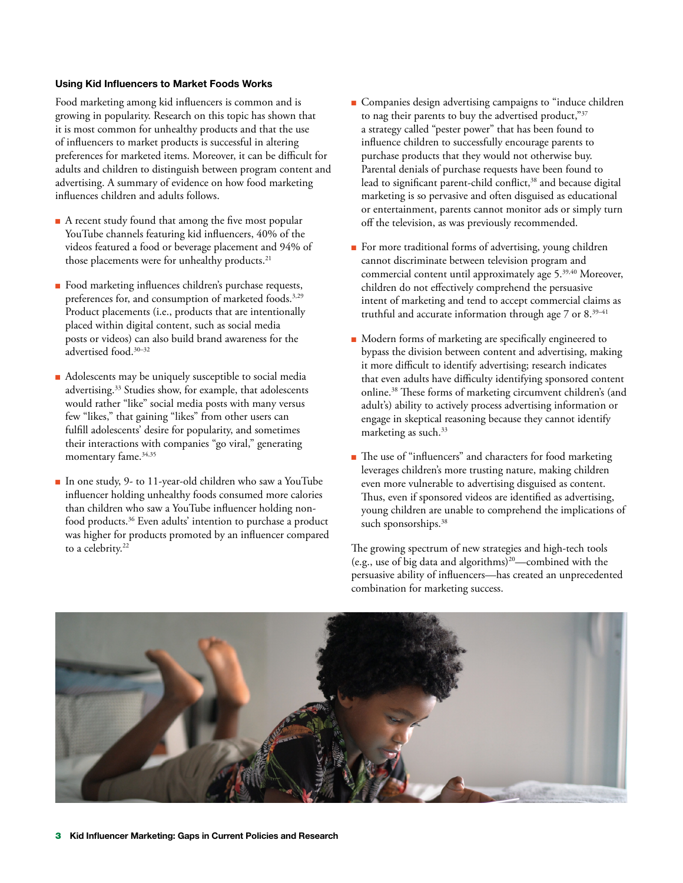### Using Kid Influencers to Market Foods Works

Food marketing among kid influencers is common and is growing in popularity. Research on this topic has shown that it is most common for unhealthy products and that the use of influencers to market products is successful in altering preferences for marketed items. Moreover, it can be difficult for adults and children to distinguish between program content and advertising. A summary of evidence on how food marketing influences children and adults follows.

- A recent study found that among the five most popular YouTube channels featuring kid influencers, 40% of the videos featured a food or beverage placement and 94% of those placements were for unhealthy products.[21]
- Food marketing influences children's purchase requests, preferences for, and consumption of marketed foods.[3,29] Product placements (i.e., products that are intentionally placed within digital content, such as social media posts or videos) can also build brand awareness for the advertised food.[30–32]
- Adolescents may be uniquely susceptible to social media advertising.[33] Studies show, for example, that adolescents would rather "like" social media posts with many versus few "likes," that gaining "likes" from other users can fulfill adolescents' desire for popularity, and sometimes their interactions with companies "go viral," generating momentary fame.[34,35]
- In one study, 9- to 11-year-old children who saw a YouTube influencer holding unhealthy foods consumed more calories than children who saw a YouTube influencer holding non-food products.[36] Even adults' intention to purchase a product was higher for products promoted by an influencer compared to a celebrity.[22]
- Companies design advertising campaigns to "induce children to nag their parents to buy the advertised product,"[37] a strategy called "pester power" that has been found to influence children to successfully encourage parents to purchase products that they would not otherwise buy. Parental denials of purchase requests have been found to lead to significant parent-child conflict,[38] and because digital marketing is so pervasive and often disguised as educational or entertainment, parents cannot monitor ads or simply turn off the television, as was previously recommended.
- For more traditional forms of advertising, young children cannot discriminate between television program and commercial content until approximately age 5.[39,40] Moreover, children do not effectively comprehend the persuasive intent of marketing and tend to accept commercial claims as truthful and accurate information through age 7 or 8.[39–41]
- Modern forms of marketing are specifically engineered to bypass the division between content and advertising, making it more difficult to identify advertising; research indicates that even adults have difficulty identifying sponsored content online.[38] These forms of marketing circumvent children's (and adult's) ability to actively process advertising information or engage in skeptical reasoning because they cannot identify marketing as such.[33]
- The use of "influencers" and characters for food marketing leverages children's more trusting nature, making children even more vulnerable to advertising disguised as content. Thus, even if sponsored videos are identified as advertising, young children are unable to comprehend the implications of such sponsorships.[38]

The growing spectrum of new strategies and high-tech tools (e.g., use of big data and algorithms)[20]—combined with the persuasive ability of influencers—has created an unprecedented combination for marketing success.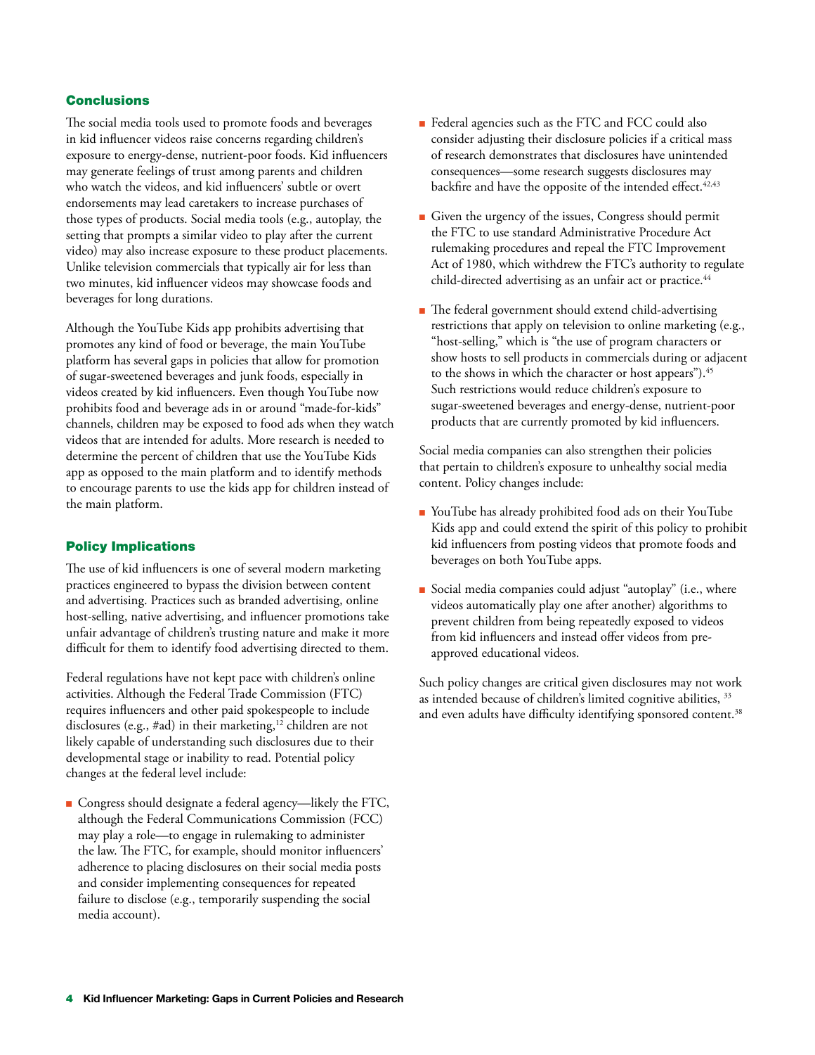## Conclusions

The social media tools used to promote foods and beverages in kid influencer videos raise concerns regarding children's exposure to energy-dense, nutrient-poor foods. Kid influencers may generate feelings of trust among parents and children who watch the videos, and kid influencers' subtle or overt endorsements may lead caretakers to increase purchases of those types of products. Social media tools (e.g., autoplay, the setting that prompts a similar video to play after the current video) may also increase exposure to these product placements. Unlike television commercials that typically air for less than two minutes, kid influencer videos may showcase foods and beverages for long durations.

Although the YouTube Kids app prohibits advertising that promotes any kind of food or beverage, the main YouTube platform has several gaps in policies that allow for promotion of sugar-sweetened beverages and junk foods, especially in videos created by kid influencers. Even though YouTube now prohibits food and beverage ads in or around "made-for-kids" channels, children may be exposed to food ads when they watch videos that are intended for adults. More research is needed to determine the percent of children that use the YouTube Kids app as opposed to the main platform and to identify methods to encourage parents to use the kids app for children instead of the main platform.

## Policy Implications

The use of kid influencers is one of several modern marketing practices engineered to bypass the division between content and advertising. Practices such as branded advertising, online host-selling, native advertising, and influencer promotions take unfair advantage of children's trusting nature and make it more difficult for them to identify food advertising directed to them.

Federal regulations have not kept pace with children's online activities. Although the Federal Trade Commission (FTC) requires influencers and other paid spokespeople to include disclosures (e.g., #ad) in their marketing,[12] children are not likely capable of understanding such disclosures due to their developmental stage or inability to read. Potential policy changes at the federal level include:

- Congress should designate a federal agency—likely the FTC, although the Federal Communications Commission (FCC) may play a role—to engage in rulemaking to administer the law. The FTC, for example, should monitor influencers' adherence to placing disclosures on their social media posts and consider implementing consequences for repeated failure to disclose (e.g., temporarily suspending the social media account).
- Federal agencies such as the FTC and FCC could also consider adjusting their disclosure policies if a critical mass of research demonstrates that disclosures have unintended consequences—some research suggests disclosures may backfire and have the opposite of the intended effect.[42,43]
- Given the urgency of the issues, Congress should permit the FTC to use standard Administrative Procedure Act rulemaking procedures and repeal the FTC Improvement Act of 1980, which withdrew the FTC's authority to regulate child-directed advertising as an unfair act or practice.[44]
- The federal government should extend child-advertising restrictions that apply on television to online marketing (e.g., "host-selling," which is "the use of program characters or show hosts to sell products in commercials during or adjacent to the shows in which the character or host appears").[45] Such restrictions would reduce children's exposure to sugar-sweetened beverages and energy-dense, nutrient-poor products that are currently promoted by kid influencers.

Social media companies can also strengthen their policies that pertain to children's exposure to unhealthy social media content. Policy changes include:

- YouTube has already prohibited food ads on their YouTube Kids app and could extend the spirit of this policy to prohibit kid influencers from posting videos that promote foods and beverages on both YouTube apps.
- Social media companies could adjust "autoplay" (i.e., where videos automatically play one after another) algorithms to prevent children from being repeatedly exposed to videos from kid influencers and instead offer videos from pre-approved educational videos.

Such policy changes are critical given disclosures may not work as intended because of children's limited cognitive abilities, [33] and even adults have difficulty identifying sponsored content.[38]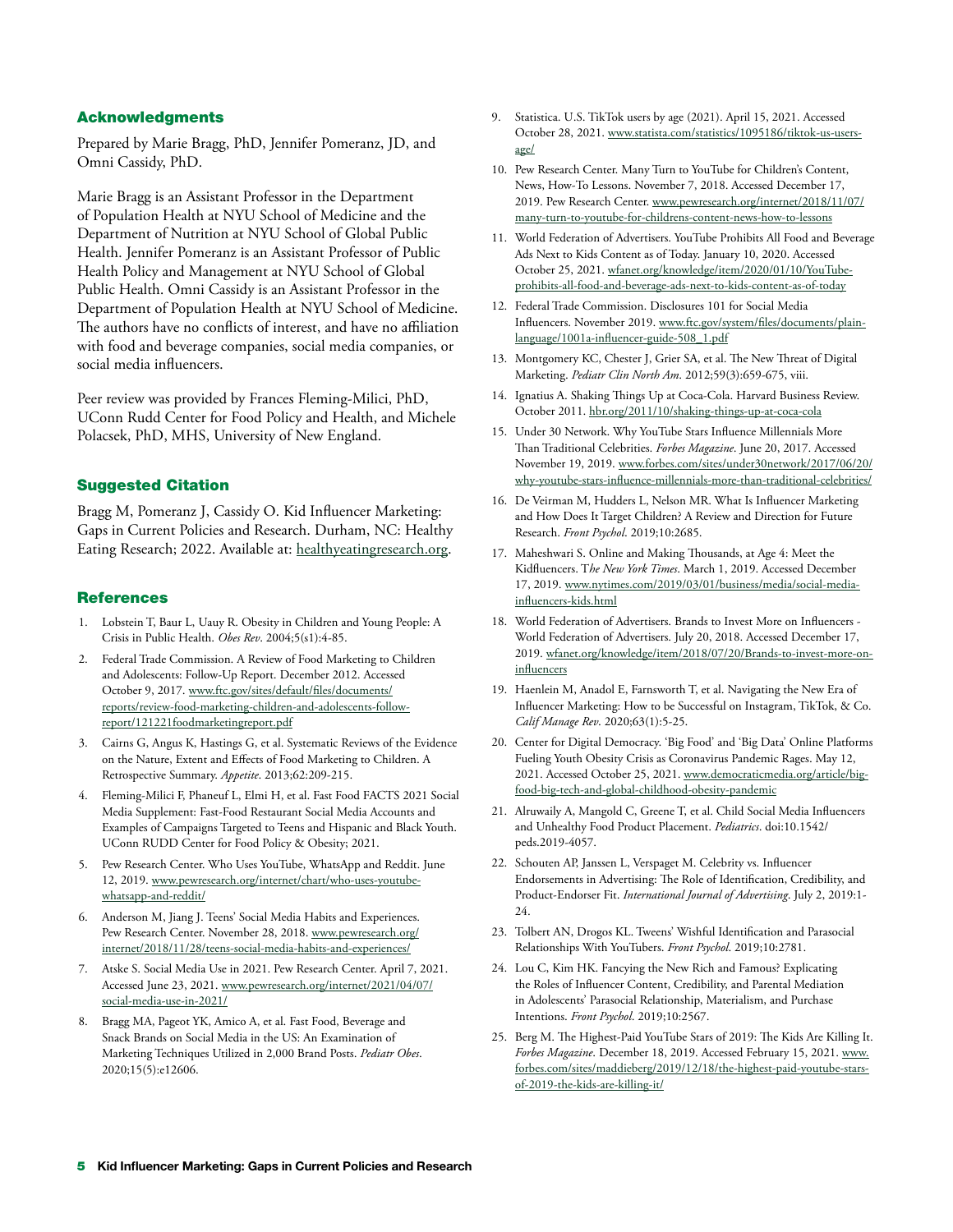## Acknowledgments

Prepared by Marie Bragg, PhD, Jennifer Pomeranz, JD, and Omni Cassidy, PhD.

Marie Bragg is an Assistant Professor in the Department of Population Health at NYU School of Medicine and the Department of Nutrition at NYU School of Global Public Health. Jennifer Pomeranz is an Assistant Professor of Public Health Policy and Management at NYU School of Global Public Health. Omni Cassidy is an Assistant Professor in the Department of Population Health at NYU School of Medicine. The authors have no conflicts of interest, and have no affiliation with food and beverage companies, social media companies, or social media influencers.

Peer review was provided by Frances Fleming-Milici, PhD, UConn Rudd Center for Food Policy and Health, and Michele Polacsek, PhD, MHS, University of New England.

## Suggested Citation

Bragg M, Pomeranz J, Cassidy O. Kid Influencer Marketing: Gaps in Current Policies and Research. Durham, NC: Healthy Eating Research; 2022. Available at: healthyeatingresearch.org.

## References

1. Lobstein T, Baur L, Uauy R. Obesity in Children and Young People: A Crisis in Public Health. *Obes Rev*. 2004;5(s1):4-85.
2. Federal Trade Commission. A Review of Food Marketing to Children and Adolescents: Follow-Up Report. December 2012. Accessed October 9, 2017. www.ftc.gov/sites/default/files/documents/reports/review-food-marketing-children-and-adolescents-follow-report/121221foodmarketingreport.pdf
3. Cairns G, Angus K, Hastings G, et al. Systematic Reviews of the Evidence on the Nature, Extent and Effects of Food Marketing to Children. A Retrospective Summary. *Appetite*. 2013;62:209-215.
4. Fleming-Milici F, Phaneuf L, Elmi H, et al. Fast Food FACTS 2021 Social Media Supplement: Fast-Food Restaurant Social Media Accounts and Examples of Campaigns Targeted to Teens and Hispanic and Black Youth. UConn RUDD Center for Food Policy & Obesity; 2021.
5. Pew Research Center. Who Uses YouTube, WhatsApp and Reddit. June 12, 2019. www.pewresearch.org/internet/chart/who-uses-youtube-whatsapp-and-reddit/
6. Anderson M, Jiang J. Teens' Social Media Habits and Experiences. Pew Research Center. November 28, 2018. www.pewresearch.org/internet/2018/11/28/teens-social-media-habits-and-experiences/
7. Atske S. Social Media Use in 2021. Pew Research Center. April 7, 2021. Accessed June 23, 2021. www.pewresearch.org/internet/2021/04/07/social-media-use-in-2021/
8. Bragg MA, Pageot YK, Amico A, et al. Fast Food, Beverage and Snack Brands on Social Media in the US: An Examination of Marketing Techniques Utilized in 2,000 Brand Posts. *Pediatr Obes*. 2020;15(5):e12606.
9. Statistica. U.S. TikTok users by age (2021). April 15, 2021. Accessed October 28, 2021. www.statista.com/statistics/1095186/tiktok-us-users-age/
10. Pew Research Center. Many Turn to YouTube for Children's Content, News, How-To Lessons. November 7, 2018. Accessed December 17, 2019. Pew Research Center. www.pewresearch.org/internet/2018/11/07/many-turn-to-youtube-for-childrens-content-news-how-to-lessons
11. World Federation of Advertisers. YouTube Prohibits All Food and Beverage Ads Next to Kids Content as of Today. January 10, 2020. Accessed October 25, 2021. wfanet.org/knowledge/item/2020/01/10/YouTube-prohibits-all-food-and-beverage-ads-next-to-kids-content-as-of-today
12. Federal Trade Commission. Disclosures 101 for Social Media Influencers. November 2019. www.ftc.gov/system/files/documents/plain-language/1001a-influencer-guide-508_1.pdf
13. Montgomery KC, Chester J, Grier SA, et al. The New Threat of Digital Marketing. *Pediatr Clin North Am*. 2012;59(3):659-675, viii.
14. Ignatius A. Shaking Things Up at Coca-Cola. Harvard Business Review. October 2011. hbr.org/2011/10/shaking-things-up-at-coca-cola
15. Under 30 Network. Why YouTube Stars Influence Millennials More Than Traditional Celebrities. *Forbes Magazine*. June 20, 2017. Accessed November 19, 2019. www.forbes.com/sites/under30network/2017/06/20/why-youtube-stars-influence-millennials-more-than-traditional-celebrities/
16. De Veirman M, Hudders L, Nelson MR. What Is Influencer Marketing and How Does It Target Children? A Review and Direction for Future Research. *Front Psychol*. 2019;10:2685.
17. Maheshwari S. Online and Making Thousands, at Age 4: Meet the Kidfluencers. T*he New York Times*. March 1, 2019. Accessed December 17, 2019. www.nytimes.com/2019/03/01/business/media/social-media-influencers-kids.html
18. World Federation of Advertisers. Brands to Invest More on Influencers - World Federation of Advertisers. July 20, 2018. Accessed December 17, 2019. wfanet.org/knowledge/item/2018/07/20/Brands-to-invest-more-on-influencers
19. Haenlein M, Anadol E, Farnsworth T, et al. Navigating the New Era of Influencer Marketing: How to be Successful on Instagram, TikTok, & Co. *Calif Manage Rev*. 2020;63(1):5-25.
20. Center for Digital Democracy. 'Big Food' and 'Big Data' Online Platforms Fueling Youth Obesity Crisis as Coronavirus Pandemic Rages. May 12, 2021. Accessed October 25, 2021. www.democraticmedia.org/article/big-food-big-tech-and-global-childhood-obesity-pandemic
21. Alruwaily A, Mangold C, Greene T, et al. Child Social Media Influencers and Unhealthy Food Product Placement. *Pediatrics*. doi:10.1542/peds.2019-4057.
22. Schouten AP, Janssen L, Verspaget M. Celebrity vs. Influencer Endorsements in Advertising: The Role of Identification, Credibility, and Product-Endorser Fit. *International Journal of Advertising*. July 2, 2019:1-24.
23. Tolbert AN, Drogos KL. Tweens' Wishful Identification and Parasocial Relationships With YouTubers. *Front Psychol*. 2019;10:2781.
24. Lou C, Kim HK. Fancying the New Rich and Famous? Explicating the Roles of Influencer Content, Credibility, and Parental Mediation in Adolescents' Parasocial Relationship, Materialism, and Purchase Intentions. *Front Psychol*. 2019;10:2567.
25. Berg M. The Highest-Paid YouTube Stars of 2019: The Kids Are Killing It. *Forbes Magazine*. December 18, 2019. Accessed February 15, 2021. www.forbes.com/sites/maddieberg/2019/12/18/the-highest-paid-youtube-stars-of-2019-the-kids-are-killing-it/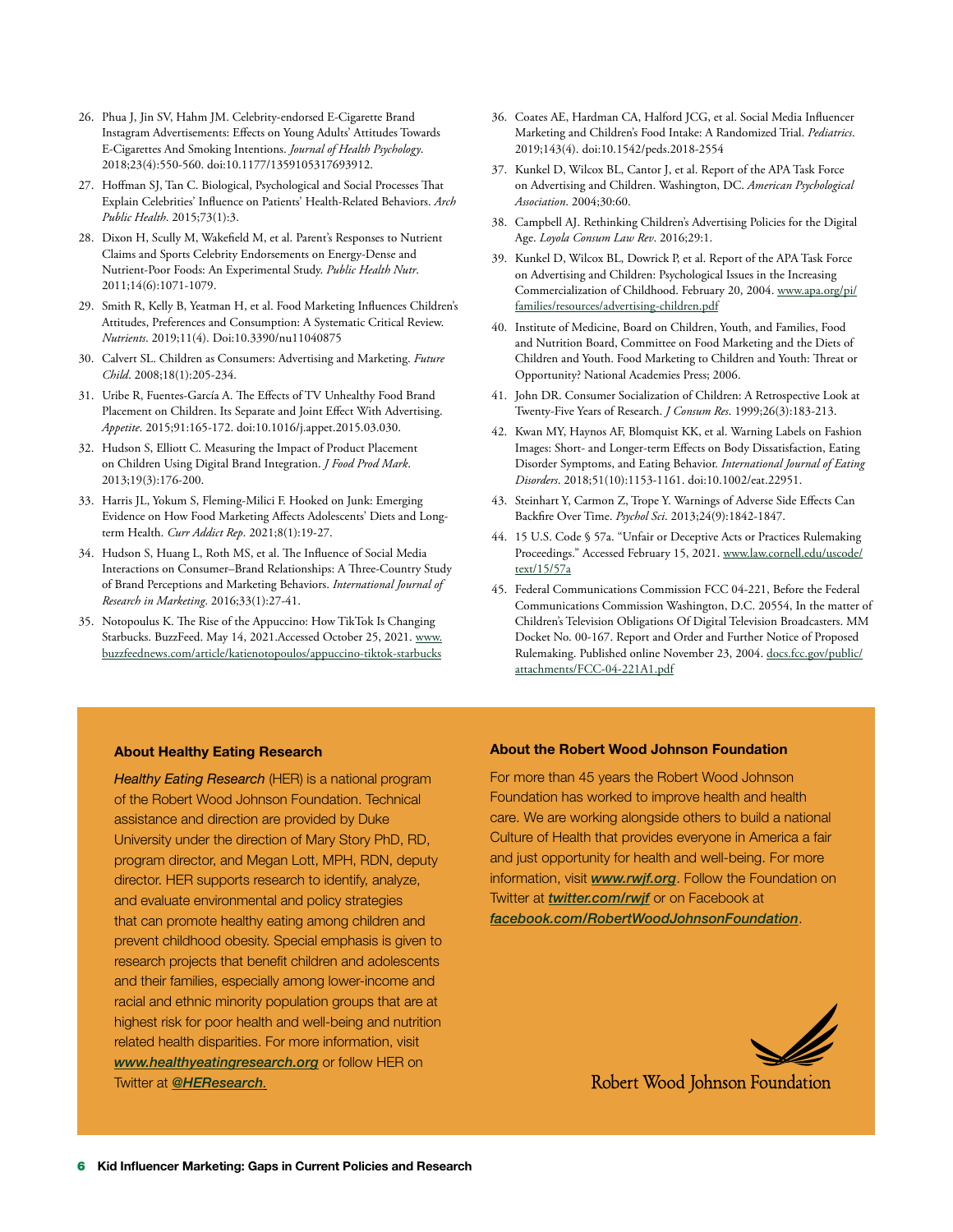26. Phua J, Jin SV, Hahm JM. Celebrity-endorsed E-Cigarette Brand Instagram Advertisements: Effects on Young Adults' Attitudes Towards E-Cigarettes And Smoking Intentions. *Journal of Health Psychology*. 2018;23(4):550-560. doi:10.1177/1359105317693912.
27. Hoffman SJ, Tan C. Biological, Psychological and Social Processes That Explain Celebrities' Influence on Patients' Health-Related Behaviors. *Arch Public Health*. 2015;73(1):3.
28. Dixon H, Scully M, Wakefield M, et al. Parent's Responses to Nutrient Claims and Sports Celebrity Endorsements on Energy-Dense and Nutrient-Poor Foods: An Experimental Study. *Public Health Nutr*. 2011;14(6):1071-1079.
29. Smith R, Kelly B, Yeatman H, et al. Food Marketing Influences Children's Attitudes, Preferences and Consumption: A Systematic Critical Review. *Nutrients*. 2019;11(4). Doi:10.3390/nu11040875
30. Calvert SL. Children as Consumers: Advertising and Marketing. *Future Child*. 2008;18(1):205-234.
31. Uribe R, Fuentes-García A. The Effects of TV Unhealthy Food Brand Placement on Children. Its Separate and Joint Effect With Advertising. *Appetite*. 2015;91:165-172. doi:10.1016/j.appet.2015.03.030.
32. Hudson S, Elliott C. Measuring the Impact of Product Placement on Children Using Digital Brand Integration. *J Food Prod Mark*. 2013;19(3):176-200.
33. Harris JL, Yokum S, Fleming-Milici F. Hooked on Junk: Emerging Evidence on How Food Marketing Affects Adolescents' Diets and Long-term Health. *Curr Addict Rep*. 2021;8(1):19-27.
34. Hudson S, Huang L, Roth MS, et al. The Influence of Social Media Interactions on Consumer–Brand Relationships: A Three-Country Study of Brand Perceptions and Marketing Behaviors. *International Journal of Research in Marketing*. 2016;33(1):27-41.
35. Notopoulus K. The Rise of the Appuccino: How TikTok Is Changing Starbucks. BuzzFeed. May 14, 2021.Accessed October 25, 2021. www.buzzfeednews.com/article/katienotopoulos/appuccino-tiktok-starbucks
36. Coates AE, Hardman CA, Halford JCG, et al. Social Media Influencer Marketing and Children's Food Intake: A Randomized Trial. *Pediatrics*. 2019;143(4). doi:10.1542/peds.2018-2554
37. Kunkel D, Wilcox BL, Cantor J, et al. Report of the APA Task Force on Advertising and Children. Washington, DC. *American Psychological Association*. 2004;30:60.
38. Campbell AJ. Rethinking Children's Advertising Policies for the Digital Age. *Loyola Consum Law Rev*. 2016;29:1.
39. Kunkel D, Wilcox BL, Dowrick P, et al. Report of the APA Task Force on Advertising and Children: Psychological Issues in the Increasing Commercialization of Childhood. February 20, 2004. www.apa.org/pi/families/resources/advertising-children.pdf
40. Institute of Medicine, Board on Children, Youth, and Families, Food and Nutrition Board, Committee on Food Marketing and the Diets of Children and Youth. Food Marketing to Children and Youth: Threat or Opportunity? National Academies Press; 2006.
41. John DR. Consumer Socialization of Children: A Retrospective Look at Twenty-Five Years of Research. *J Consum Res*. 1999;26(3):183-213.
42. Kwan MY, Haynos AF, Blomquist KK, et al. Warning Labels on Fashion Images: Short- and Longer-term Effects on Body Dissatisfaction, Eating Disorder Symptoms, and Eating Behavior. *International Journal of Eating Disorders*. 2018;51(10):1153-1161. doi:10.1002/eat.22951.
43. Steinhart Y, Carmon Z, Trope Y. Warnings of Adverse Side Effects Can Backfire Over Time. *Psychol Sci*. 2013;24(9):1842-1847.
44. 15 U.S. Code § 57a. "Unfair or Deceptive Acts or Practices Rulemaking Proceedings." Accessed February 15, 2021. www.law.cornell.edu/uscode/text/15/57a
45. Federal Communications Commission FCC 04-221, Before the Federal Communications Commission Washington, D.C. 20554, In the matter of Children's Television Obligations Of Digital Television Broadcasters. MM Docket No. 00-167. Report and Order and Further Notice of Proposed Rulemaking. Published online November 23, 2004. docs.fcc.gov/public/attachments/FCC-04-221A1.pdf

### About Healthy Eating Research

*Healthy Eating Research* (HER) is a national program of the Robert Wood Johnson Foundation. Technical assistance and direction are provided by Duke University under the direction of Mary Story PhD, RD, program director, and Megan Lott, MPH, RDN, deputy director. HER supports research to identify, analyze, and evaluate environmental and policy strategies that can promote healthy eating among children and prevent childhood obesity. Special emphasis is given to research projects that benefit children and adolescents and their families, especially among lower-income and racial and ethnic minority population groups that are at highest risk for poor health and well-being and nutrition related health disparities. For more information, visit ***www.healthyeatingresearch.org*** or follow HER on Twitter at ***@HEResearch.***

### About the Robert Wood Johnson Foundation

For more than 45 years the Robert Wood Johnson Foundation has worked to improve health and health care. We are working alongside others to build a national Culture of Health that provides everyone in America a fair and just opportunity for health and well-being. For more information, visit ***www.rwjf.org***. Follow the Foundation on Twitter at ***twitter.com/rwjf*** or on Facebook at ***facebook.com/RobertWoodJohnsonFoundation***.

Robert Wood Johnson Foundation